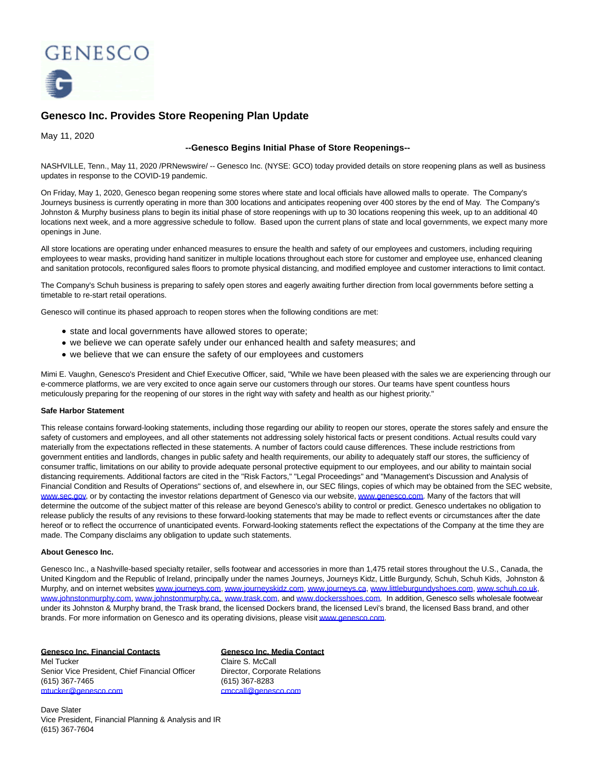GENESCO

# Genesco Inc. Provides Store Reopening Plan Update

May 11, 2020

**--Genesco Begins Initial Phase of Store Reopenings--**

NASHVILLE, Tenn., May 11, 2020 /PRNewswire/ -- Genesco Inc. (NYSE: GCO) today provided details on store reopening plans as well as business updates in response to the COVID-19 pandemic.

On Friday, May 1, 2020, Genesco began reopening some stores where state and local officials have allowed malls to operate. The Company's Journeys business is currently operating in more than 300 locations and anticipates reopening over 400 stores by the end of May. The Company's Johnston & Murphy business plans to begin its initial phase of store reopenings with up to 30 locations reopening this week, up to an additional 40 locations next week, and a more aggressive schedule to follow. Based upon the current plans of state and local governments, we expect many more openings in June.

All store locations are operating under enhanced measures to ensure the health and safety of our employees and customers, including requiring employees to wear masks, providing hand sanitizer in multiple locations throughout each store for customer and employee use, enhanced cleaning and sanitation protocols, reconfigured sales floors to promote physical distancing, and modified employee and customer interactions to limit contact.

The Company's Schuh business is preparing to safely open stores and eagerly awaiting further direction from local governments before setting a timetable to re-start retail operations.

Genesco will continue its phased approach to reopen stores when the following conditions are met:

- state and local governments have allowed stores to operate;
- we believe we can operate safely under our enhanced health and safety measures; and
- we believe that we can ensure the safety of our employees and customers

Mimi E. Vaughn, Genesco's President and Chief Executive Officer, said, "While we have been pleased with the sales we are experiencing through our e-commerce platforms, we are very excited to once again serve our customers through our stores. Our teams have spent countless hours meticulously preparing for the reopening of our stores in the right way with safety and health as our highest priority."

**Safe Harbor Statement**

This release contains forward-looking statements, including those regarding our ability to reopen our stores, operate the stores safely and ensure the safety of customers and employees, and all other statements not addressing solely historical facts or present conditions. Actual results could vary materially from the expectations reflected in these statements. A number of factors could cause differences. These include restrictions from government entities and landlords, changes in public safety and health requirements, our ability to adequately staff our stores, the sufficiency of consumer traffic, limitations on our ability to provide adequate personal protective equipment to our employees, and our ability to maintain social distancing requirements. Additional factors are cited in the "Risk Factors," "Legal Proceedings" and "Management's Discussion and Analysis of Financial Condition and Results of Operations" sections of, and elsewhere in, our SEC filings, copies of which may be obtained from the SEC website, www.sec.gov, or by contacting the investor relations department of Genesco via our website, www.genesco.com. Many of the factors that will determine the outcome of the subject matter of this release are beyond Genesco's ability to control or predict. Genesco undertakes no obligation to release publicly the results of any revisions to these forward-looking statements that may be made to reflect events or circumstances after the date hereof or to reflect the occurrence of unanticipated events. Forward-looking statements reflect the expectations of the Company at the time they are made. The Company disclaims any obligation to update such statements.

**About Genesco Inc.**

Genesco Inc., a Nashville-based specialty retailer, sells footwear and accessories in more than 1,475 retail stores throughout the U.S., Canada, the United Kingdom and the Republic of Ireland, principally under the names Journeys, Journeys Kidz, Little Burgundy, Schuh, Schuh Kids, Johnston & Murphy, and on internet websites www.journeys.com, www.journeyskidz.com, www.journeys.ca, www.littleburgundyshoes.com, www.schuh.co.uk, www.johnstonmurphy.com, www.johnstonmurphy.ca, www.trask.com, and www.dockersshoes.com. In addition, Genesco sells wholesale footwear under its Johnston & Murphy brand, the Trask brand, the licensed Dockers brand, the licensed Levi's brand, the licensed Bass brand, and other brands. For more information on Genesco and its operating divisions, please visit www.genesco.com.

**Genesco Inc. Financial Contacts**
Mel Tucker
Senior Vice President, Chief Financial Officer
(615) 367-7465
mtucker@genesco.com

Dave Slater
Vice President, Financial Planning & Analysis and IR
(615) 367-7604

**Genesco Inc. Media Contact**
Claire S. McCall
Director, Corporate Relations
(615) 367-8283
cmccall@genesco.com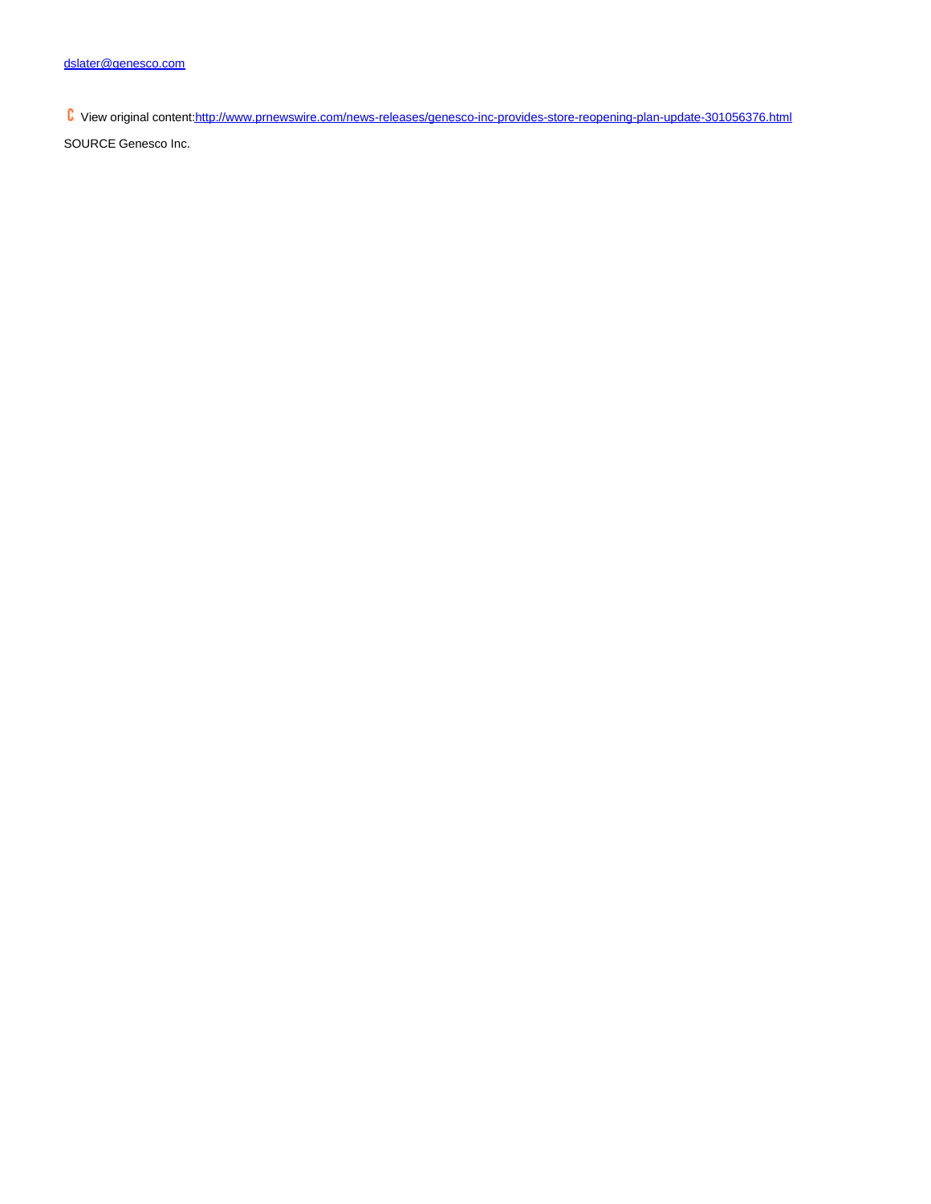dslater@genesco.com

View original content:http://www.prnewswire.com/news-releases/genesco-inc-provides-store-reopening-plan-update-301056376.html

SOURCE Genesco Inc.